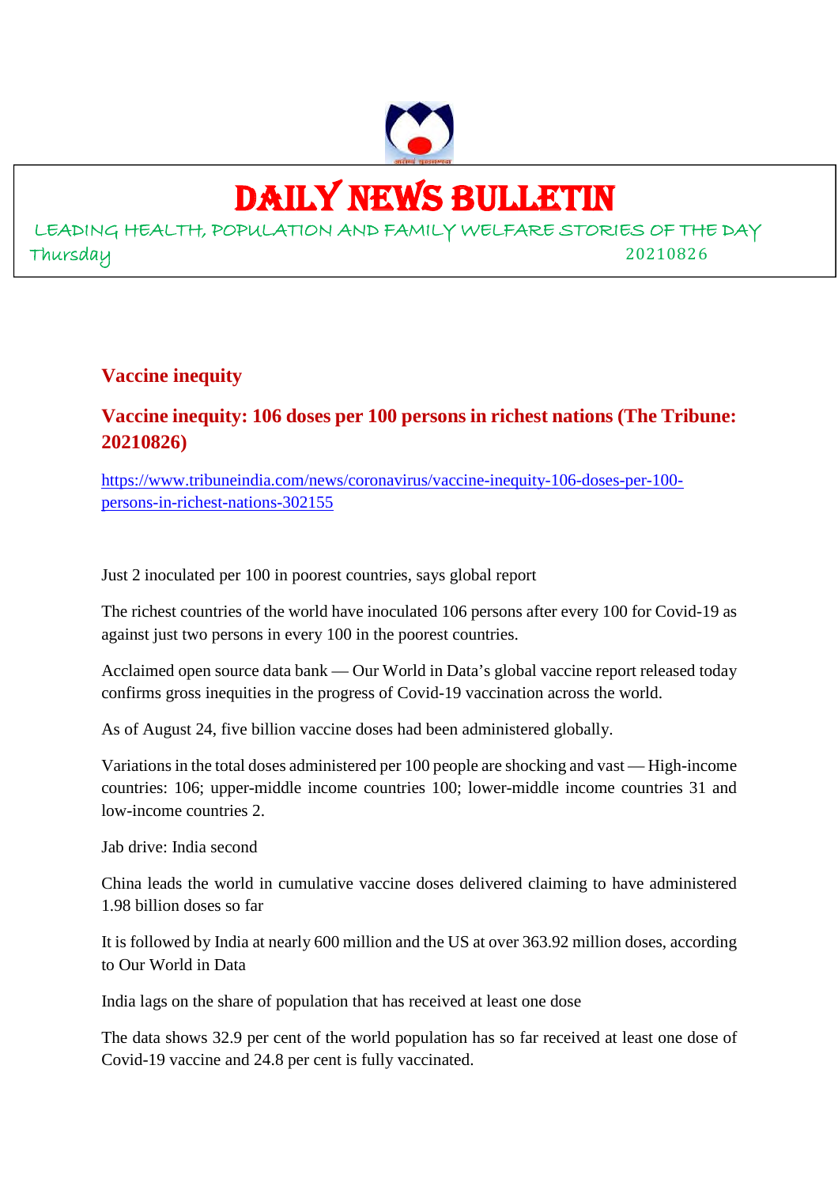# DAILY NEWS BULLETIN

LEADING HEALTH, POPULATION AND FAMILY WELFARE STORIES OF THE DAY

Thursday 20210826

## Vaccine inequity

### Vaccine inequity: 106 doses per 100 persons in richest nations (The Tribune: 20210826)

https://www.tribuneindia.com/news/coronavirus/vaccine-inequity-106-doses-per-100-persons-in-richest-nations-302155

Just 2 inoculated per 100 in poorest countries, says global report

The richest countries of the world have inoculated 106 persons after every 100 for Covid-19 as against just two persons in every 100 in the poorest countries.

Acclaimed open source data bank — Our World in Data's global vaccine report released today confirms gross inequities in the progress of Covid-19 vaccination across the world.

As of August 24, five billion vaccine doses had been administered globally.

Variations in the total doses administered per 100 people are shocking and vast — High-income countries: 106; upper-middle income countries 100; lower-middle income countries 31 and low-income countries 2.

Jab drive: India second

China leads the world in cumulative vaccine doses delivered claiming to have administered 1.98 billion doses so far

It is followed by India at nearly 600 million and the US at over 363.92 million doses, according to Our World in Data

India lags on the share of population that has received at least one dose

The data shows 32.9 per cent of the world population has so far received at least one dose of Covid-19 vaccine and 24.8 per cent is fully vaccinated.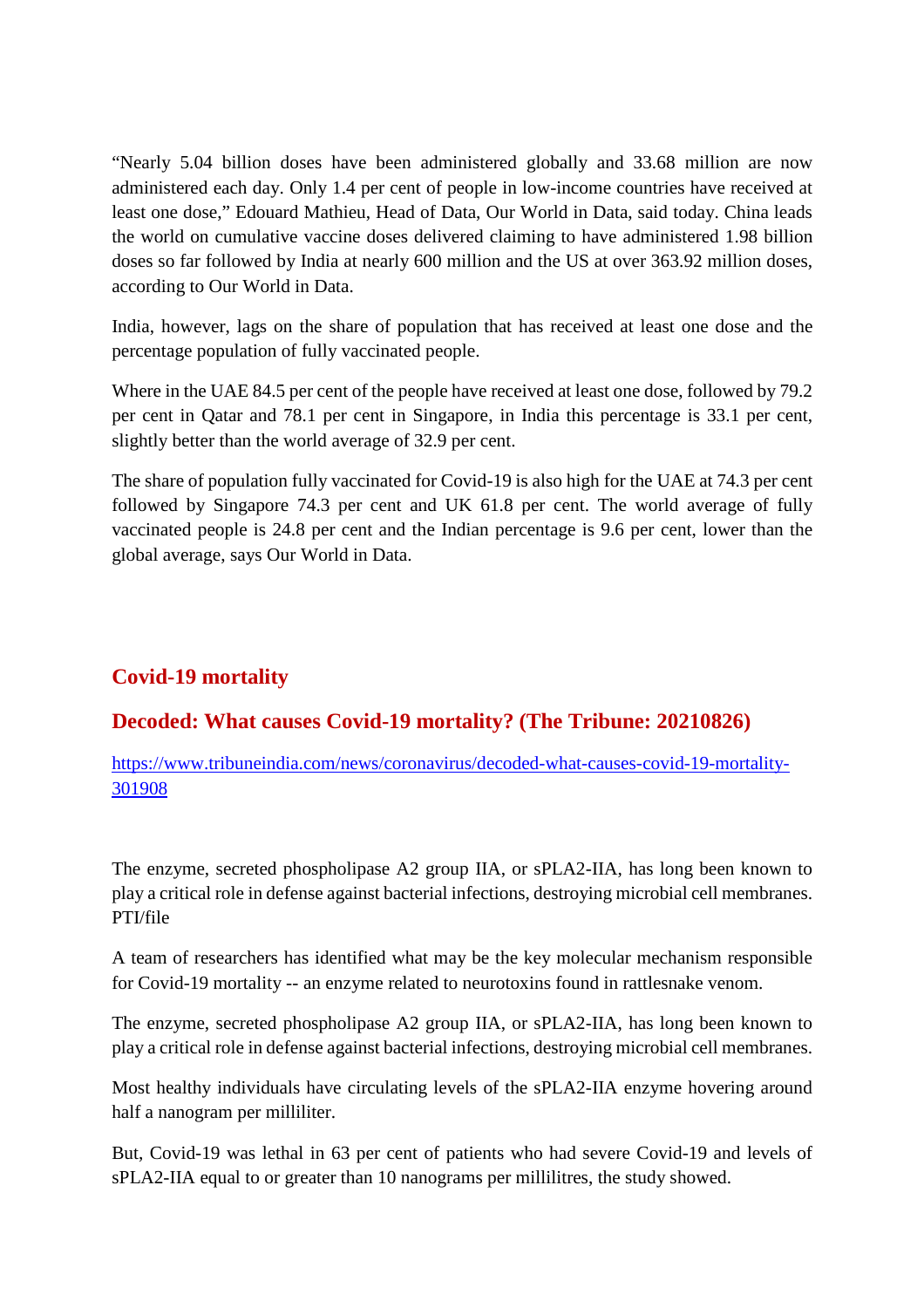"Nearly 5.04 billion doses have been administered globally and 33.68 million are now administered each day. Only 1.4 per cent of people in low-income countries have received at least one dose," Edouard Mathieu, Head of Data, Our World in Data, said today. China leads the world on cumulative vaccine doses delivered claiming to have administered 1.98 billion doses so far followed by India at nearly 600 million and the US at over 363.92 million doses, according to Our World in Data.

India, however, lags on the share of population that has received at least one dose and the percentage population of fully vaccinated people.

Where in the UAE 84.5 per cent of the people have received at least one dose, followed by 79.2 per cent in Qatar and 78.1 per cent in Singapore, in India this percentage is 33.1 per cent, slightly better than the world average of 32.9 per cent.

The share of population fully vaccinated for Covid-19 is also high for the UAE at 74.3 per cent followed by Singapore 74.3 per cent and UK 61.8 per cent. The world average of fully vaccinated people is 24.8 per cent and the Indian percentage is 9.6 per cent, lower than the global average, says Our World in Data.

## Covid-19 mortality

## Decoded: What causes Covid-19 mortality? (The Tribune: 20210826)

https://www.tribuneindia.com/news/coronavirus/decoded-what-causes-covid-19-mortality-301908

The enzyme, secreted phospholipase A2 group IIA, or sPLA2-IIA, has long been known to play a critical role in defense against bacterial infections, destroying microbial cell membranes. PTI/file

A team of researchers has identified what may be the key molecular mechanism responsible for Covid-19 mortality -- an enzyme related to neurotoxins found in rattlesnake venom.

The enzyme, secreted phospholipase A2 group IIA, or sPLA2-IIA, has long been known to play a critical role in defense against bacterial infections, destroying microbial cell membranes.

Most healthy individuals have circulating levels of the sPLA2-IIA enzyme hovering around half a nanogram per milliliter.

But, Covid-19 was lethal in 63 per cent of patients who had severe Covid-19 and levels of sPLA2-IIA equal to or greater than 10 nanograms per millilitres, the study showed.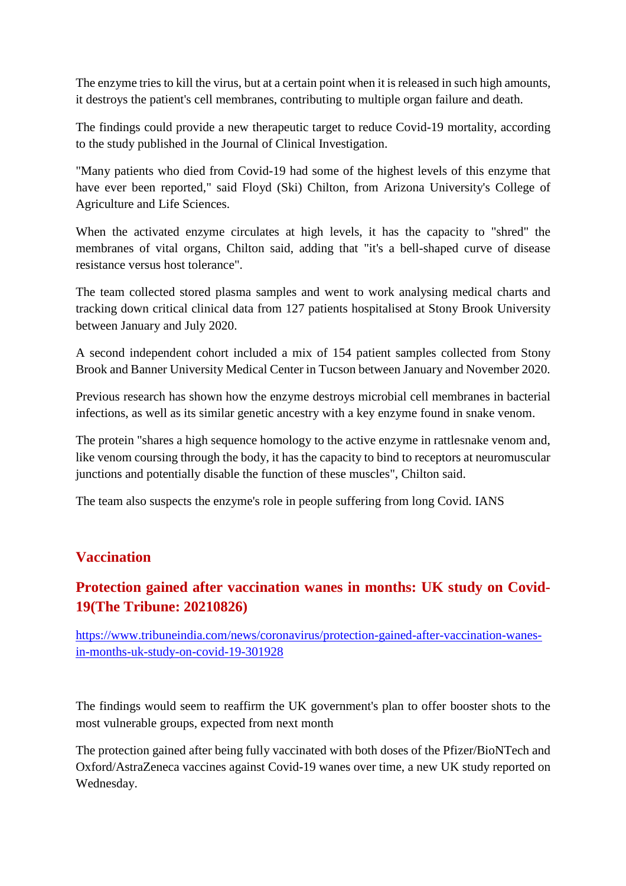The enzyme tries to kill the virus, but at a certain point when it is released in such high amounts, it destroys the patient's cell membranes, contributing to multiple organ failure and death.

The findings could provide a new therapeutic target to reduce Covid-19 mortality, according to the study published in the Journal of Clinical Investigation.

"Many patients who died from Covid-19 had some of the highest levels of this enzyme that have ever been reported," said Floyd (Ski) Chilton, from Arizona University's College of Agriculture and Life Sciences.

When the activated enzyme circulates at high levels, it has the capacity to "shred" the membranes of vital organs, Chilton said, adding that "it's a bell-shaped curve of disease resistance versus host tolerance".

The team collected stored plasma samples and went to work analysing medical charts and tracking down critical clinical data from 127 patients hospitalised at Stony Brook University between January and July 2020.

A second independent cohort included a mix of 154 patient samples collected from Stony Brook and Banner University Medical Center in Tucson between January and November 2020.

Previous research has shown how the enzyme destroys microbial cell membranes in bacterial infections, as well as its similar genetic ancestry with a key enzyme found in snake venom.

The protein "shares a high sequence homology to the active enzyme in rattlesnake venom and, like venom coursing through the body, it has the capacity to bind to receptors at neuromuscular junctions and potentially disable the function of these muscles", Chilton said.

The team also suspects the enzyme's role in people suffering from long Covid. IANS

## Vaccination

### Protection gained after vaccination wanes in months: UK study on Covid-19(The Tribune: 20210826)

https://www.tribuneindia.com/news/coronavirus/protection-gained-after-vaccination-wanes-in-months-uk-study-on-covid-19-301928

The findings would seem to reaffirm the UK government's plan to offer booster shots to the most vulnerable groups, expected from next month

The protection gained after being fully vaccinated with both doses of the Pfizer/BioNTech and Oxford/AstraZeneca vaccines against Covid-19 wanes over time, a new UK study reported on Wednesday.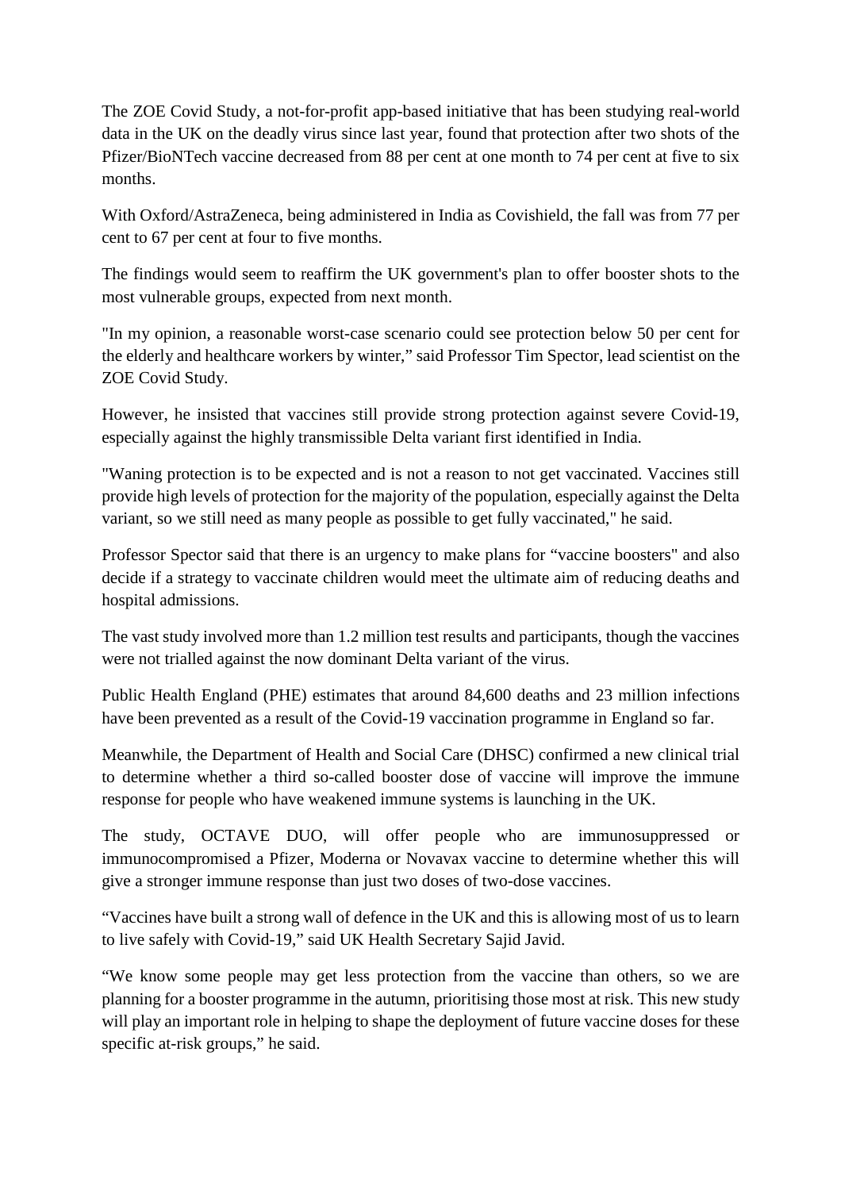The ZOE Covid Study, a not-for-profit app-based initiative that has been studying real-world data in the UK on the deadly virus since last year, found that protection after two shots of the Pfizer/BioNTech vaccine decreased from 88 per cent at one month to 74 per cent at five to six months.

With Oxford/AstraZeneca, being administered in India as Covishield, the fall was from 77 per cent to 67 per cent at four to five months.

The findings would seem to reaffirm the UK government's plan to offer booster shots to the most vulnerable groups, expected from next month.

"In my opinion, a reasonable worst-case scenario could see protection below 50 per cent for the elderly and healthcare workers by winter," said Professor Tim Spector, lead scientist on the ZOE Covid Study.

However, he insisted that vaccines still provide strong protection against severe Covid-19, especially against the highly transmissible Delta variant first identified in India.

"Waning protection is to be expected and is not a reason to not get vaccinated. Vaccines still provide high levels of protection for the majority of the population, especially against the Delta variant, so we still need as many people as possible to get fully vaccinated," he said.

Professor Spector said that there is an urgency to make plans for "vaccine boosters" and also decide if a strategy to vaccinate children would meet the ultimate aim of reducing deaths and hospital admissions.

The vast study involved more than 1.2 million test results and participants, though the vaccines were not trialled against the now dominant Delta variant of the virus.

Public Health England (PHE) estimates that around 84,600 deaths and 23 million infections have been prevented as a result of the Covid-19 vaccination programme in England so far.

Meanwhile, the Department of Health and Social Care (DHSC) confirmed a new clinical trial to determine whether a third so-called booster dose of vaccine will improve the immune response for people who have weakened immune systems is launching in the UK.

The study, OCTAVE DUO, will offer people who are immunosuppressed or immunocompromised a Pfizer, Moderna or Novavax vaccine to determine whether this will give a stronger immune response than just two doses of two-dose vaccines.

"Vaccines have built a strong wall of defence in the UK and this is allowing most of us to learn to live safely with Covid-19," said UK Health Secretary Sajid Javid.

"We know some people may get less protection from the vaccine than others, so we are planning for a booster programme in the autumn, prioritising those most at risk. This new study will play an important role in helping to shape the deployment of future vaccine doses for these specific at-risk groups," he said.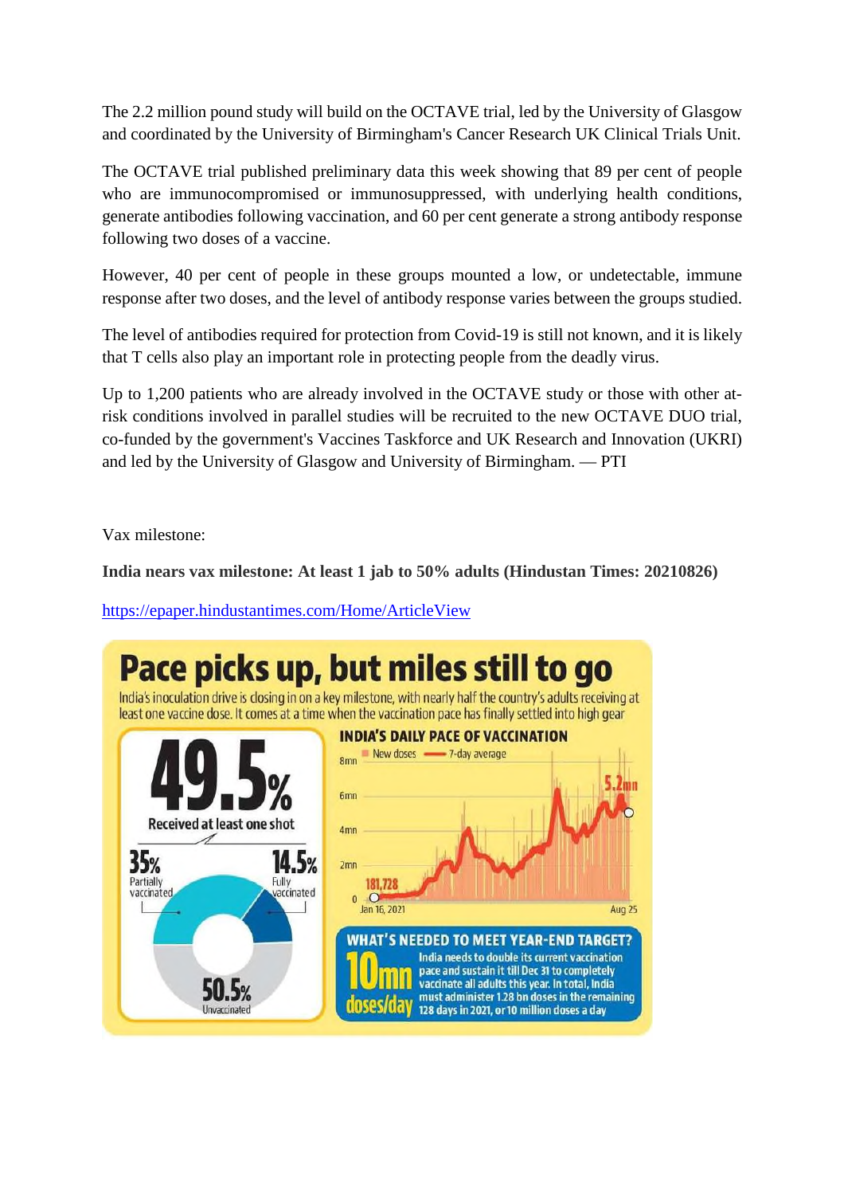The 2.2 million pound study will build on the OCTAVE trial, led by the University of Glasgow and coordinated by the University of Birmingham's Cancer Research UK Clinical Trials Unit.

The OCTAVE trial published preliminary data this week showing that 89 per cent of people who are immunocompromised or immunosuppressed, with underlying health conditions, generate antibodies following vaccination, and 60 per cent generate a strong antibody response following two doses of a vaccine.

However, 40 per cent of people in these groups mounted a low, or undetectable, immune response after two doses, and the level of antibody response varies between the groups studied.

The level of antibodies required for protection from Covid-19 is still not known, and it is likely that T cells also play an important role in protecting people from the deadly virus.

Up to 1,200 patients who are already involved in the OCTAVE study or those with other at-risk conditions involved in parallel studies will be recruited to the new OCTAVE DUO trial, co-funded by the government's Vaccines Taskforce and UK Research and Innovation (UKRI) and led by the University of Glasgow and University of Birmingham. — PTI

Vax milestone:

**India nears vax milestone: At least 1 jab to 50% adults (Hindustan Times: 20210826)**

https://epaper.hindustantimes.com/Home/ArticleView

# Pace picks up, but miles still to go

India's inoculation drive is closing in on a key milestone, with nearly half the country's adults receiving at least one vaccine dose. It comes at a time when the vaccination pace has finally settled into high gear

**49.5%** Received at least one shot

35% Partially vaccinated

14.5% Fully vaccinated

50.5% Unvaccinated

**INDIA'S DAILY PACE OF VACCINATION**

New doses — 7-day average

8mn, 6mn, 4mn, 2mn, 0

181,728 (Jan 16, 2021) — 5.2mn (Aug 25)

**WHAT'S NEEDED TO MEET YEAR-END TARGET?**

**10mn doses/day** India needs to double its current vaccination pace and sustain it till Dec 31 to completely vaccinate all adults this year. In total, India must administer 1.28 bn doses in the remaining 128 days in 2021, or 10 million doses a day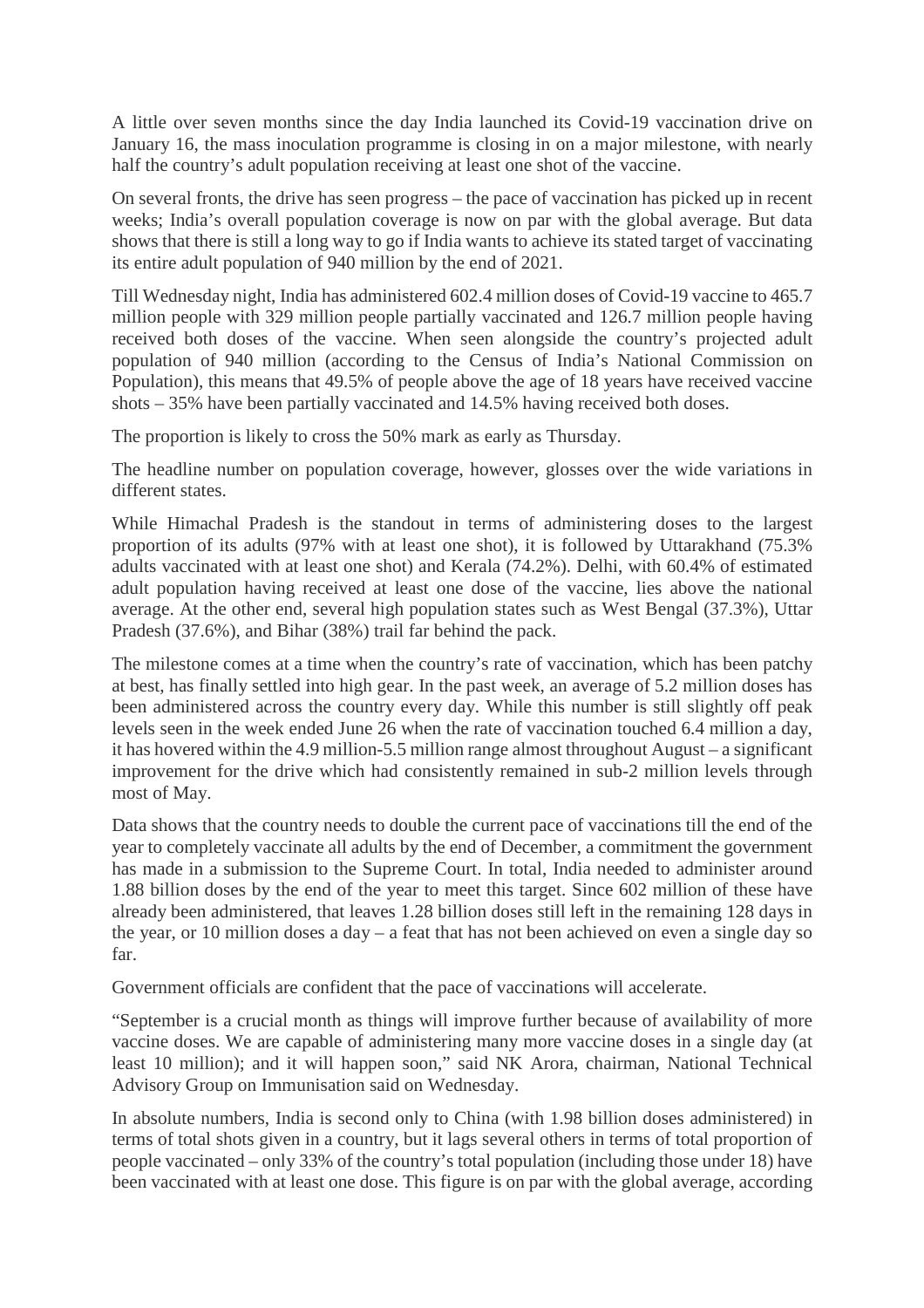A little over seven months since the day India launched its Covid-19 vaccination drive on January 16, the mass inoculation programme is closing in on a major milestone, with nearly half the country's adult population receiving at least one shot of the vaccine.

On several fronts, the drive has seen progress – the pace of vaccination has picked up in recent weeks; India's overall population coverage is now on par with the global average. But data shows that there is still a long way to go if India wants to achieve its stated target of vaccinating its entire adult population of 940 million by the end of 2021.

Till Wednesday night, India has administered 602.4 million doses of Covid-19 vaccine to 465.7 million people with 329 million people partially vaccinated and 126.7 million people having received both doses of the vaccine. When seen alongside the country's projected adult population of 940 million (according to the Census of India's National Commission on Population), this means that 49.5% of people above the age of 18 years have received vaccine shots – 35% have been partially vaccinated and 14.5% having received both doses.

The proportion is likely to cross the 50% mark as early as Thursday.

The headline number on population coverage, however, glosses over the wide variations in different states.

While Himachal Pradesh is the standout in terms of administering doses to the largest proportion of its adults (97% with at least one shot), it is followed by Uttarakhand (75.3% adults vaccinated with at least one shot) and Kerala (74.2%). Delhi, with 60.4% of estimated adult population having received at least one dose of the vaccine, lies above the national average. At the other end, several high population states such as West Bengal (37.3%), Uttar Pradesh (37.6%), and Bihar (38%) trail far behind the pack.

The milestone comes at a time when the country's rate of vaccination, which has been patchy at best, has finally settled into high gear. In the past week, an average of 5.2 million doses has been administered across the country every day. While this number is still slightly off peak levels seen in the week ended June 26 when the rate of vaccination touched 6.4 million a day, it has hovered within the 4.9 million-5.5 million range almost throughout August – a significant improvement for the drive which had consistently remained in sub-2 million levels through most of May.

Data shows that the country needs to double the current pace of vaccinations till the end of the year to completely vaccinate all adults by the end of December, a commitment the government has made in a submission to the Supreme Court. In total, India needed to administer around 1.88 billion doses by the end of the year to meet this target. Since 602 million of these have already been administered, that leaves 1.28 billion doses still left in the remaining 128 days in the year, or 10 million doses a day – a feat that has not been achieved on even a single day so far.

Government officials are confident that the pace of vaccinations will accelerate.

"September is a crucial month as things will improve further because of availability of more vaccine doses. We are capable of administering many more vaccine doses in a single day (at least 10 million); and it will happen soon," said NK Arora, chairman, National Technical Advisory Group on Immunisation said on Wednesday.

In absolute numbers, India is second only to China (with 1.98 billion doses administered) in terms of total shots given in a country, but it lags several others in terms of total proportion of people vaccinated – only 33% of the country's total population (including those under 18) have been vaccinated with at least one dose. This figure is on par with the global average, according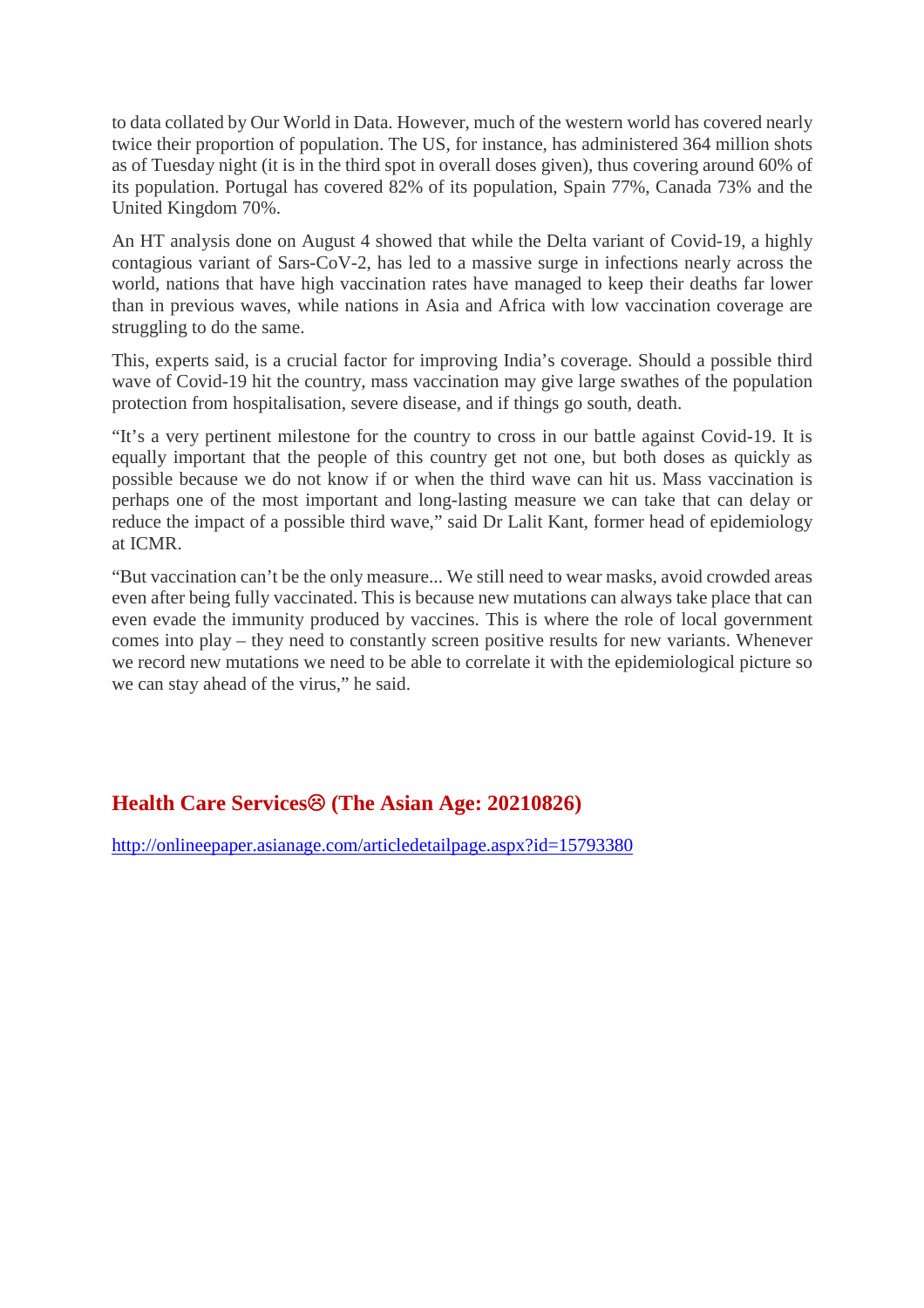to data collated by Our World in Data. However, much of the western world has covered nearly twice their proportion of population. The US, for instance, has administered 364 million shots as of Tuesday night (it is in the third spot in overall doses given), thus covering around 60% of its population. Portugal has covered 82% of its population, Spain 77%, Canada 73% and the United Kingdom 70%.

An HT analysis done on August 4 showed that while the Delta variant of Covid-19, a highly contagious variant of Sars-CoV-2, has led to a massive surge in infections nearly across the world, nations that have high vaccination rates have managed to keep their deaths far lower than in previous waves, while nations in Asia and Africa with low vaccination coverage are struggling to do the same.

This, experts said, is a crucial factor for improving India's coverage. Should a possible third wave of Covid-19 hit the country, mass vaccination may give large swathes of the population protection from hospitalisation, severe disease, and if things go south, death.

"It's a very pertinent milestone for the country to cross in our battle against Covid-19. It is equally important that the people of this country get not one, but both doses as quickly as possible because we do not know if or when the third wave can hit us. Mass vaccination is perhaps one of the most important and long-lasting measure we can take that can delay or reduce the impact of a possible third wave," said Dr Lalit Kant, former head of epidemiology at ICMR.

"But vaccination can't be the only measure... We still need to wear masks, avoid crowded areas even after being fully vaccinated. This is because new mutations can always take place that can even evade the immunity produced by vaccines. This is where the role of local government comes into play – they need to constantly screen positive results for new variants. Whenever we record new mutations we need to be able to correlate it with the epidemiological picture so we can stay ahead of the virus," he said.

## Health Care Services☹ (The Asian Age: 20210826)

http://onlineepaper.asianage.com/articledetailpage.aspx?id=15793380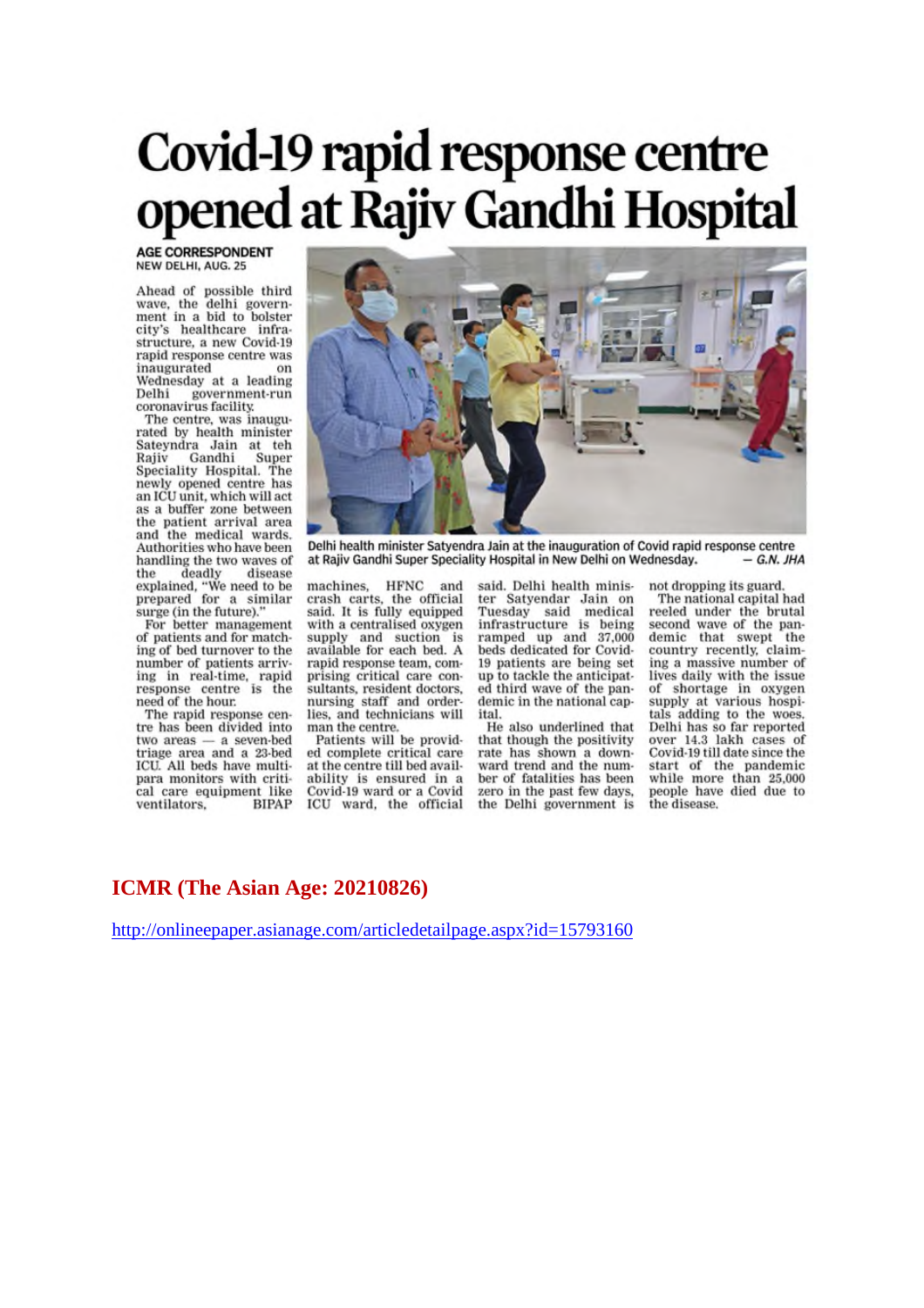# Covid-19 rapid response centre opened at Rajiv Gandhi Hospital

**AGE CORRESPONDENT**
NEW DELHI, AUG. 25

Ahead of possible third wave, the delhi government in a bid to bolster city's healthcare infrastructure, a new Covid-19 rapid response centre was inaugurated on Wednesday at a leading Delhi government-run coronavirus facility.

The centre, was inaugurated by health minister Sateyndra Jain at teh Rajiv Gandhi Super Speciality Hospital. The newly opened centre has an ICU unit, which will act as a buffer zone between the patient arrival area and the medical wards. Authorities who have been handling the two waves of the deadly disease explained, "We need to be prepared for a similar surge (in the future)."

For better management of patients and for matching of bed turnover to the number of patients arriving in real-time, rapid response centre is the need of the hour.

The rapid response centre has been divided into two areas — a seven-bed triage area and a 23-bed ICU. All beds have multi-para monitors with critical care equipment like ventilators, BIPAP machines, HFNC and crash carts, the official said. It is fully equipped with a centralised oxygen supply and suction is available for each bed. A rapid response team, comprising critical care consultants, resident doctors, nursing staff and orderlies, and technicians will man the centre.

Patients will be provided complete critical care at the centre till bed availability is ensured in a Covid-19 ward or a Covid ICU ward, the official said. Delhi health minister Satyendar Jain on Tuesday said medical infrastructure is being ramped up and 37,000 beds dedicated for Covid-19 patients are being set up to tackle the anticipated third wave of the pandemic in the national capital.

He also underlined that that though the positivity rate has shown a downward trend and the number of fatalities has been zero in the past few days, the Delhi government is not dropping its guard.

The national capital had reeled under the brutal second wave of the pandemic that swept the country recently, claiming a massive number of lives daily with the issue of shortage in oxygen supply at various hospitals adding to the woes. Delhi has so far reported over 14.3 lakh cases of Covid-19 till date since the start of the pandemic while more than 25,000 people have died due to the disease.

Delhi health minister Satyendra Jain at the inauguration of Covid rapid response centre at Rajiv Gandhi Super Speciality Hospital in New Delhi on Wednesday. — *G.N. JHA*

**ICMR (The Asian Age: 20210826)**

http://onlineepaper.asianage.com/articledetailpage.aspx?id=15793160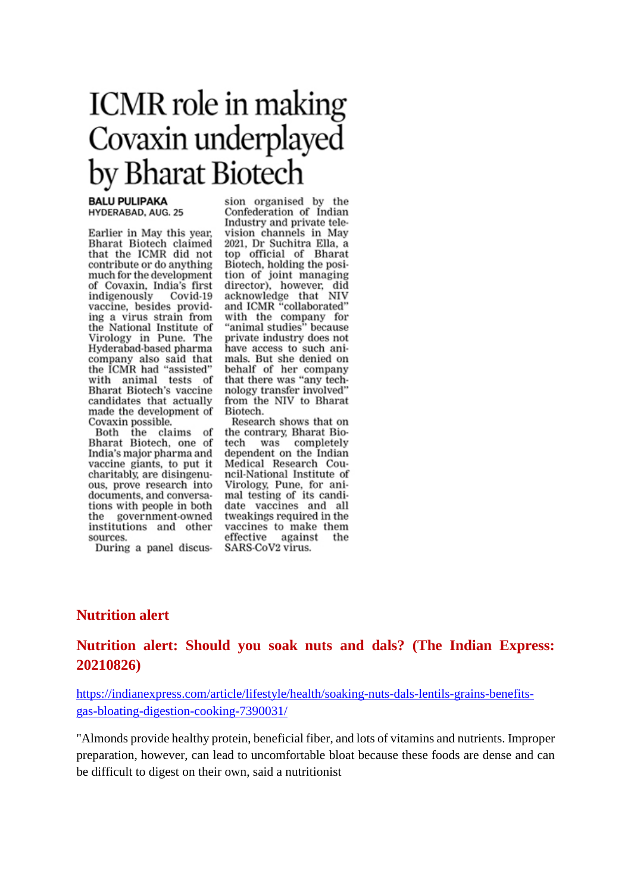# ICMR role in making Covaxin underplayed by Bharat Biotech

**BALU PULIPAKA**
HYDERABAD, AUG. 25

Earlier in May this year, Bharat Biotech claimed that the ICMR did not contribute or do anything much for the development of Covaxin, India's first indigenously Covid-19 vaccine, besides providing a virus strain from the National Institute of Virology in Pune. The Hyderabad-based pharma company also said that the ICMR had "assisted" with animal tests of Bharat Biotech's vaccine candidates that actually made the development of Covaxin possible.

Both the claims of Bharat Biotech, one of India's major pharma and vaccine giants, to put it charitably, are disingenuous, prove research into documents, and conversations with people in both the government-owned institutions and other sources.

During a panel discussion organised by the Confederation of Indian Industry and private television channels in May 2021, Dr Suchitra Ella, a top official of Bharat Biotech, holding the position of joint managing director), however, did acknowledge that NIV and ICMR "collaborated" with the company for "animal studies" because private industry does not have access to such animals. But she denied on behalf of her company that there was "any technology transfer involved" from the NIV to Bharat Biotech.

Research shows that on the contrary, Bharat Biotech was completely dependent on the Indian Medical Research Council-National Institute of Virology, Pune, for animal testing of its candidate vaccines and all tweakings required in the vaccines to make them effective against the SARS-CoV2 virus.

## Nutrition alert

### Nutrition alert: Should you soak nuts and dals? (The Indian Express: 20210826)

https://indianexpress.com/article/lifestyle/health/soaking-nuts-dals-lentils-grains-benefits-gas-bloating-digestion-cooking-7390031/

"Almonds provide healthy protein, beneficial fiber, and lots of vitamins and nutrients. Improper preparation, however, can lead to uncomfortable bloat because these foods are dense and can be difficult to digest on their own, said a nutritionist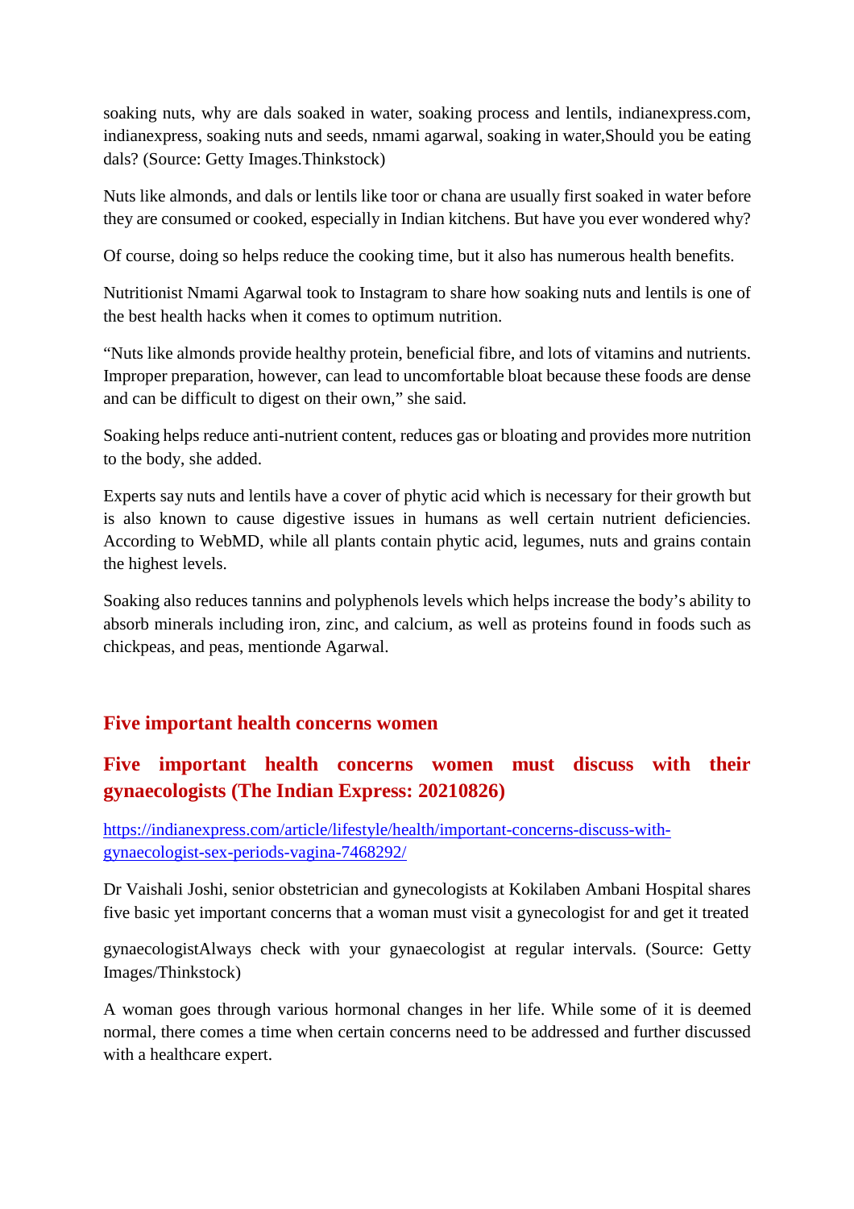soaking nuts, why are dals soaked in water, soaking process and lentils, indianexpress.com, indianexpress, soaking nuts and seeds, nmami agarwal, soaking in water,Should you be eating dals? (Source: Getty Images.Thinkstock)

Nuts like almonds, and dals or lentils like toor or chana are usually first soaked in water before they are consumed or cooked, especially in Indian kitchens. But have you ever wondered why?

Of course, doing so helps reduce the cooking time, but it also has numerous health benefits.

Nutritionist Nmami Agarwal took to Instagram to share how soaking nuts and lentils is one of the best health hacks when it comes to optimum nutrition.

"Nuts like almonds provide healthy protein, beneficial fibre, and lots of vitamins and nutrients. Improper preparation, however, can lead to uncomfortable bloat because these foods are dense and can be difficult to digest on their own," she said.

Soaking helps reduce anti-nutrient content, reduces gas or bloating and provides more nutrition to the body, she added.

Experts say nuts and lentils have a cover of phytic acid which is necessary for their growth but is also known to cause digestive issues in humans as well certain nutrient deficiencies. According to WebMD, while all plants contain phytic acid, legumes, nuts and grains contain the highest levels.

Soaking also reduces tannins and polyphenols levels which helps increase the body's ability to absorb minerals including iron, zinc, and calcium, as well as proteins found in foods such as chickpeas, and peas, mentionde Agarwal.

## Five important health concerns women

## Five important health concerns women must discuss with their gynaecologists (The Indian Express: 20210826)

https://indianexpress.com/article/lifestyle/health/important-concerns-discuss-with-gynaecologist-sex-periods-vagina-7468292/

Dr Vaishali Joshi, senior obstetrician and gynecologists at Kokilaben Ambani Hospital shares five basic yet important concerns that a woman must visit a gynecologist for and get it treated

gynaecologistAlways check with your gynaecologist at regular intervals. (Source: Getty Images/Thinkstock)

A woman goes through various hormonal changes in her life. While some of it is deemed normal, there comes a time when certain concerns need to be addressed and further discussed with a healthcare expert.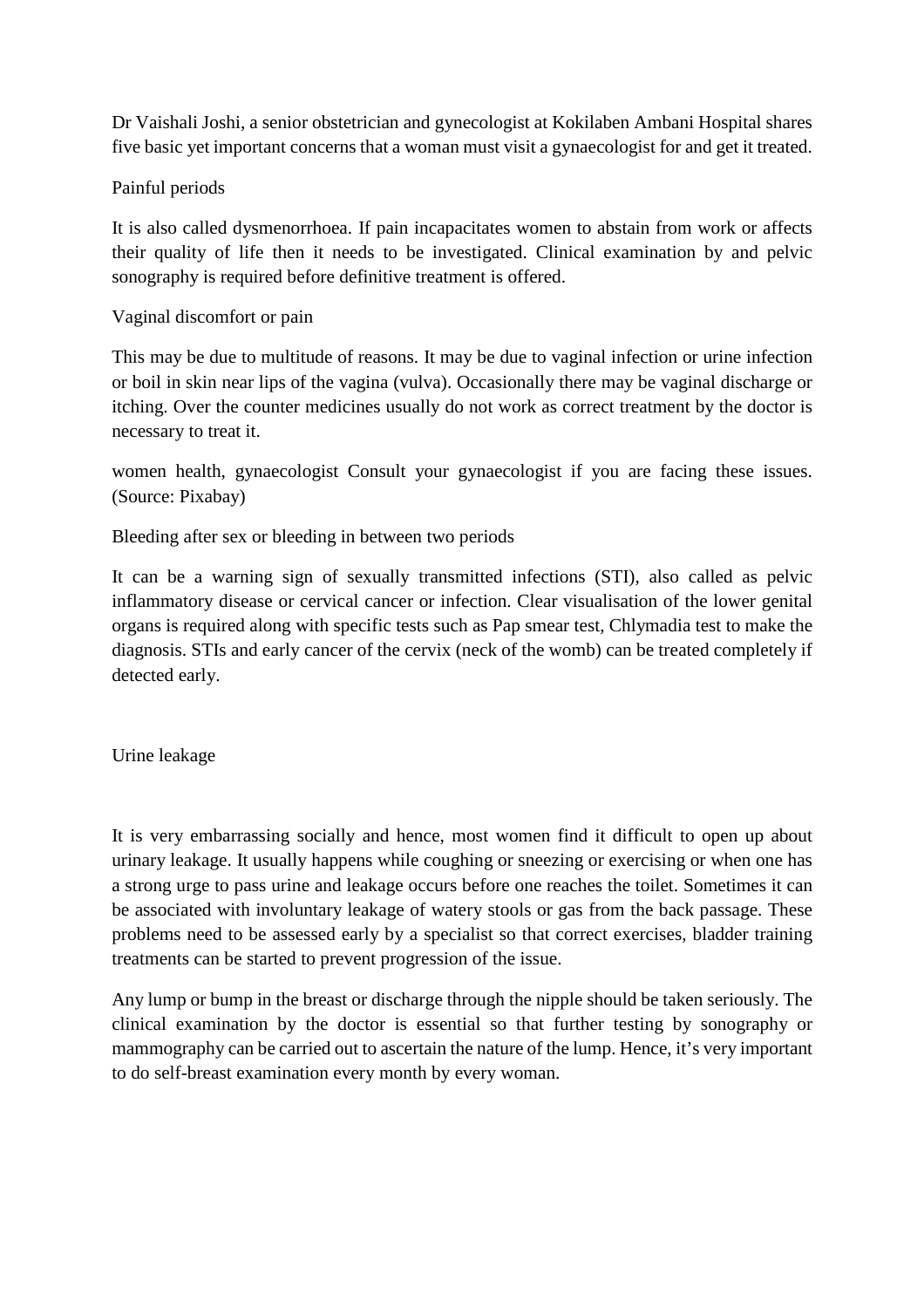Dr Vaishali Joshi, a senior obstetrician and gynecologist at Kokilaben Ambani Hospital shares five basic yet important concerns that a woman must visit a gynaecologist for and get it treated.

## Painful periods

It is also called dysmenorrhoea. If pain incapacitates women to abstain from work or affects their quality of life then it needs to be investigated. Clinical examination by and pelvic sonography is required before definitive treatment is offered.

## Vaginal discomfort or pain

This may be due to multitude of reasons. It may be due to vaginal infection or urine infection or boil in skin near lips of the vagina (vulva). Occasionally there may be vaginal discharge or itching. Over the counter medicines usually do not work as correct treatment by the doctor is necessary to treat it.

women health, gynaecologist Consult your gynaecologist if you are facing these issues. (Source: Pixabay)

## Bleeding after sex or bleeding in between two periods

It can be a warning sign of sexually transmitted infections (STI), also called as pelvic inflammatory disease or cervical cancer or infection. Clear visualisation of the lower genital organs is required along with specific tests such as Pap smear test, Chlymadia test to make the diagnosis. STIs and early cancer of the cervix (neck of the womb) can be treated completely if detected early.

## Urine leakage

It is very embarrassing socially and hence, most women find it difficult to open up about urinary leakage. It usually happens while coughing or sneezing or exercising or when one has a strong urge to pass urine and leakage occurs before one reaches the toilet. Sometimes it can be associated with involuntary leakage of watery stools or gas from the back passage. These problems need to be assessed early by a specialist so that correct exercises, bladder training treatments can be started to prevent progression of the issue.

Any lump or bump in the breast or discharge through the nipple should be taken seriously. The clinical examination by the doctor is essential so that further testing by sonography or mammography can be carried out to ascertain the nature of the lump. Hence, it's very important to do self-breast examination every month by every woman.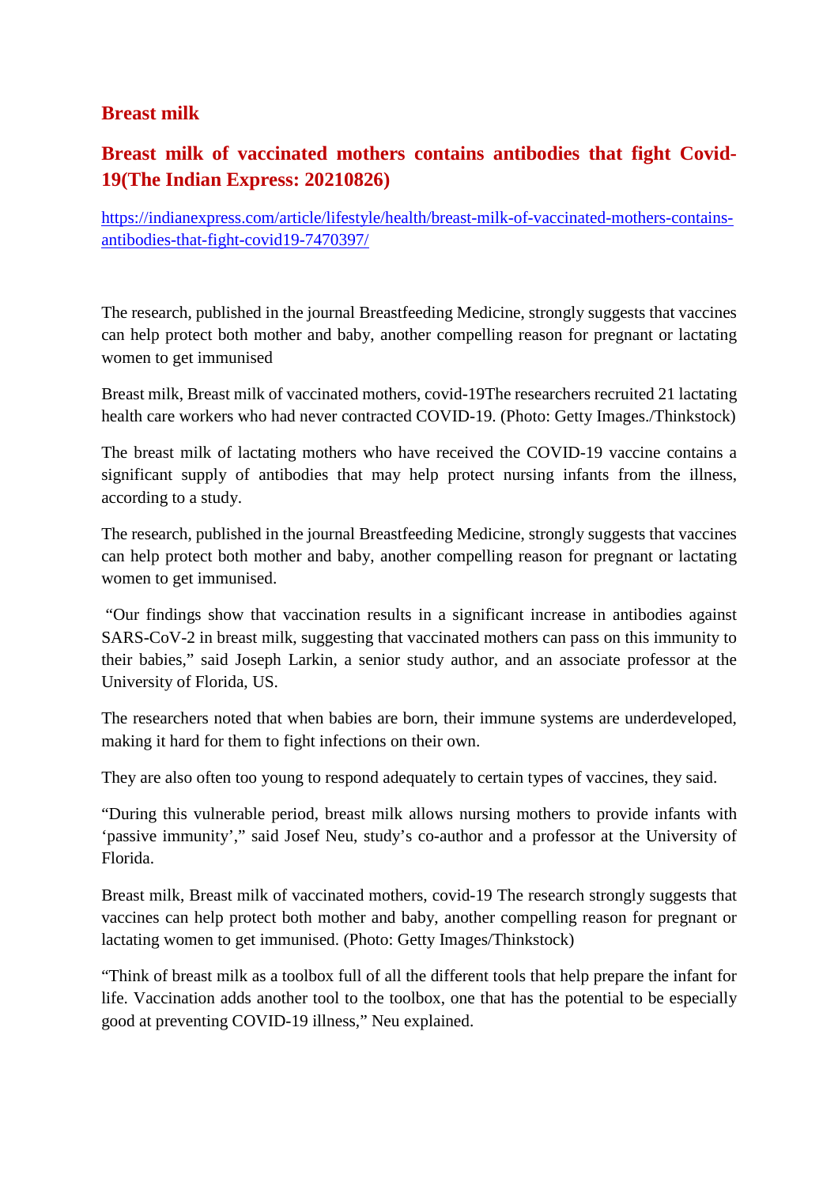## Breast milk

## Breast milk of vaccinated mothers contains antibodies that fight Covid-19(The Indian Express: 20210826)

https://indianexpress.com/article/lifestyle/health/breast-milk-of-vaccinated-mothers-contains-antibodies-that-fight-covid19-7470397/

The research, published in the journal Breastfeeding Medicine, strongly suggests that vaccines can help protect both mother and baby, another compelling reason for pregnant or lactating women to get immunised

Breast milk, Breast milk of vaccinated mothers, covid-19The researchers recruited 21 lactating health care workers who had never contracted COVID-19. (Photo: Getty Images./Thinkstock)

The breast milk of lactating mothers who have received the COVID-19 vaccine contains a significant supply of antibodies that may help protect nursing infants from the illness, according to a study.

The research, published in the journal Breastfeeding Medicine, strongly suggests that vaccines can help protect both mother and baby, another compelling reason for pregnant or lactating women to get immunised.

"Our findings show that vaccination results in a significant increase in antibodies against SARS-CoV-2 in breast milk, suggesting that vaccinated mothers can pass on this immunity to their babies," said Joseph Larkin, a senior study author, and an associate professor at the University of Florida, US.

The researchers noted that when babies are born, their immune systems are underdeveloped, making it hard for them to fight infections on their own.

They are also often too young to respond adequately to certain types of vaccines, they said.

"During this vulnerable period, breast milk allows nursing mothers to provide infants with 'passive immunity'," said Josef Neu, study's co-author and a professor at the University of Florida.

Breast milk, Breast milk of vaccinated mothers, covid-19 The research strongly suggests that vaccines can help protect both mother and baby, another compelling reason for pregnant or lactating women to get immunised. (Photo: Getty Images/Thinkstock)

"Think of breast milk as a toolbox full of all the different tools that help prepare the infant for life. Vaccination adds another tool to the toolbox, one that has the potential to be especially good at preventing COVID-19 illness," Neu explained.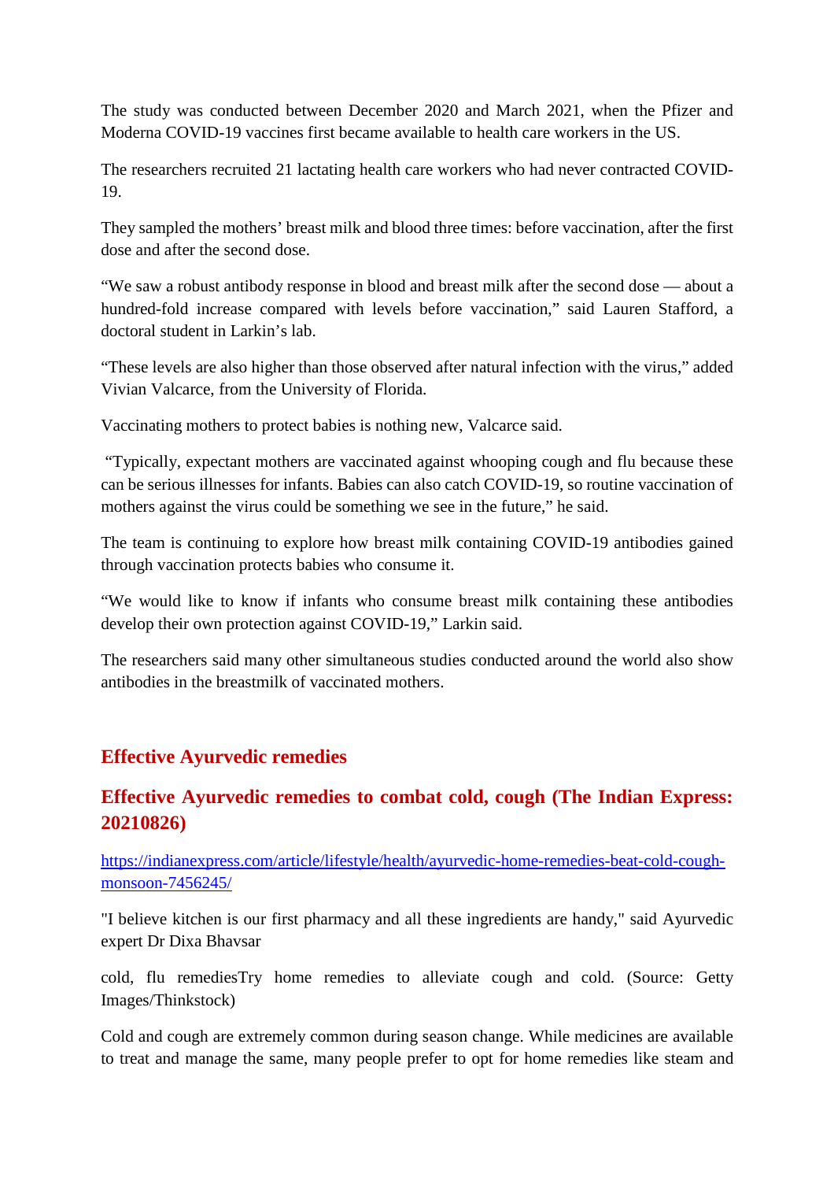The study was conducted between December 2020 and March 2021, when the Pfizer and Moderna COVID-19 vaccines first became available to health care workers in the US.

The researchers recruited 21 lactating health care workers who had never contracted COVID-19.

They sampled the mothers' breast milk and blood three times: before vaccination, after the first dose and after the second dose.

"We saw a robust antibody response in blood and breast milk after the second dose — about a hundred-fold increase compared with levels before vaccination," said Lauren Stafford, a doctoral student in Larkin's lab.

"These levels are also higher than those observed after natural infection with the virus," added Vivian Valcarce, from the University of Florida.

Vaccinating mothers to protect babies is nothing new, Valcarce said.

"Typically, expectant mothers are vaccinated against whooping cough and flu because these can be serious illnesses for infants. Babies can also catch COVID-19, so routine vaccination of mothers against the virus could be something we see in the future," he said.

The team is continuing to explore how breast milk containing COVID-19 antibodies gained through vaccination protects babies who consume it.

"We would like to know if infants who consume breast milk containing these antibodies develop their own protection against COVID-19," Larkin said.

The researchers said many other simultaneous studies conducted around the world also show antibodies in the breastmilk of vaccinated mothers.

## Effective Ayurvedic remedies

## Effective Ayurvedic remedies to combat cold, cough (The Indian Express: 20210826)

https://indianexpress.com/article/lifestyle/health/ayurvedic-home-remedies-beat-cold-cough-monsoon-7456245/

"I believe kitchen is our first pharmacy and all these ingredients are handy," said Ayurvedic expert Dr Dixa Bhavsar

cold, flu remediesTry home remedies to alleviate cough and cold. (Source: Getty Images/Thinkstock)

Cold and cough are extremely common during season change. While medicines are available to treat and manage the same, many people prefer to opt for home remedies like steam and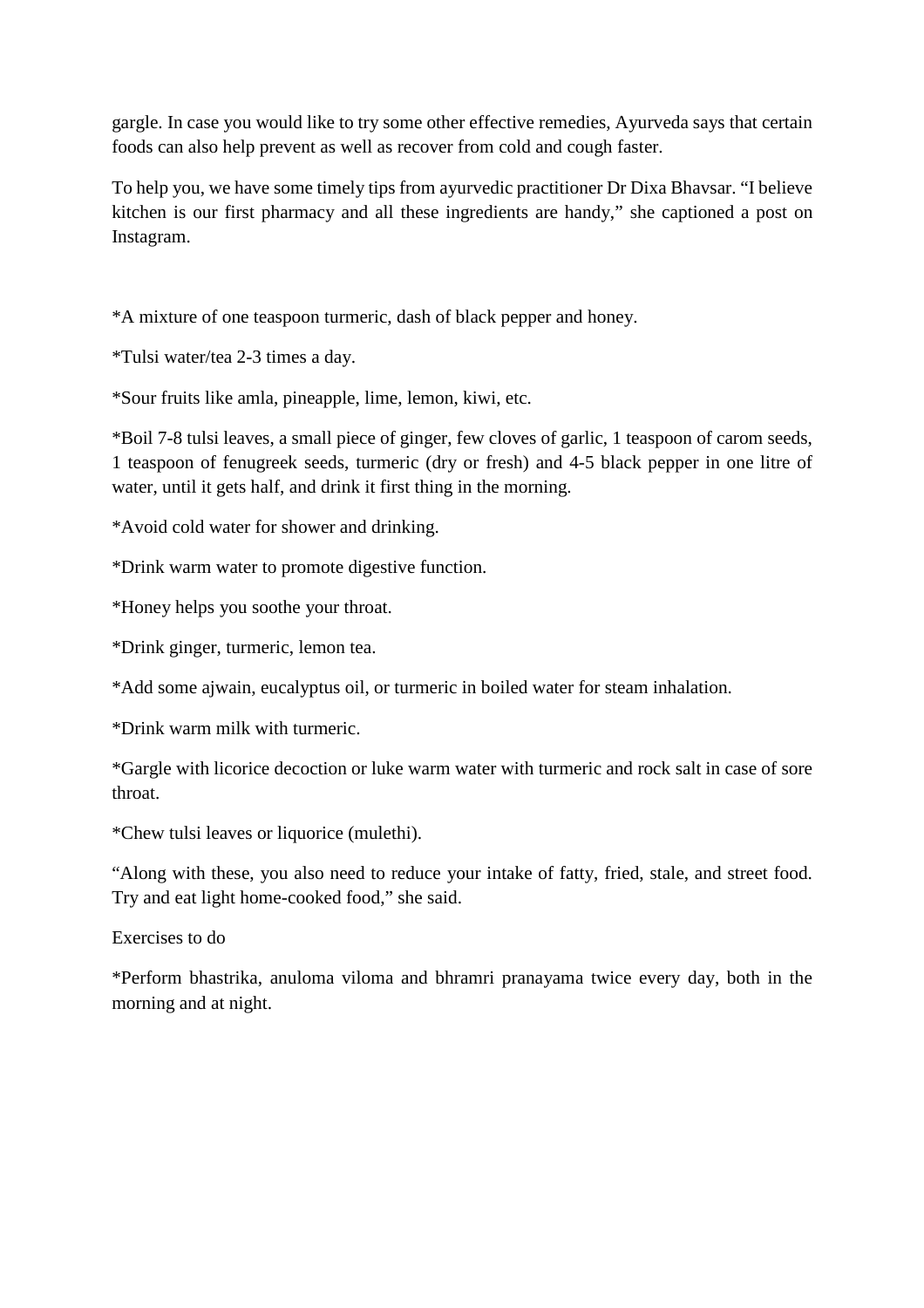gargle. In case you would like to try some other effective remedies, Ayurveda says that certain foods can also help prevent as well as recover from cold and cough faster.

To help you, we have some timely tips from ayurvedic practitioner Dr Dixa Bhavsar. "I believe kitchen is our first pharmacy and all these ingredients are handy," she captioned a post on Instagram.

*A mixture of one teaspoon turmeric, dash of black pepper and honey.

*Tulsi water/tea 2-3 times a day.

*Sour fruits like amla, pineapple, lime, lemon, kiwi, etc.

*Boil 7-8 tulsi leaves, a small piece of ginger, few cloves of garlic, 1 teaspoon of carom seeds, 1 teaspoon of fenugreek seeds, turmeric (dry or fresh) and 4-5 black pepper in one litre of water, until it gets half, and drink it first thing in the morning.

*Avoid cold water for shower and drinking.

*Drink warm water to promote digestive function.

*Honey helps you soothe your throat.

*Drink ginger, turmeric, lemon tea.

*Add some ajwain, eucalyptus oil, or turmeric in boiled water for steam inhalation.

*Drink warm milk with turmeric.

*Gargle with licorice decoction or luke warm water with turmeric and rock salt in case of sore throat.

*Chew tulsi leaves or liquorice (mulethi).

"Along with these, you also need to reduce your intake of fatty, fried, stale, and street food. Try and eat light home-cooked food," she said.

Exercises to do

*Perform bhastrika, anuloma viloma and bhramri pranayama twice every day, both in the morning and at night.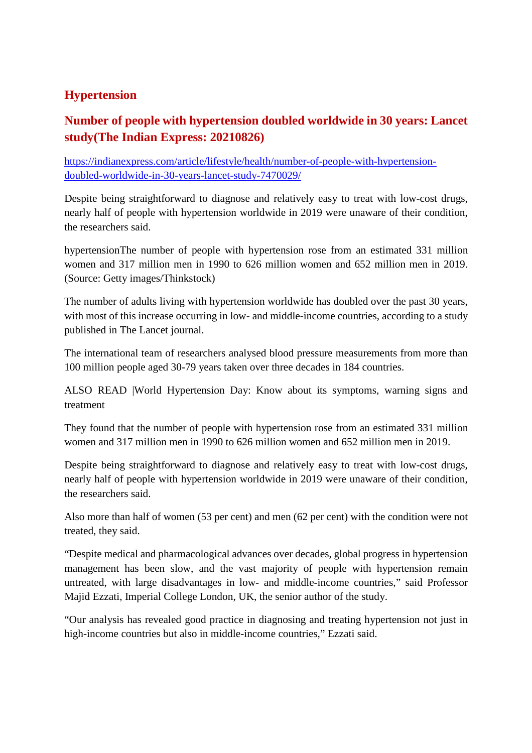## Hypertension

### Number of people with hypertension doubled worldwide in 30 years: Lancet study(The Indian Express: 20210826)

https://indianexpress.com/article/lifestyle/health/number-of-people-with-hypertension-doubled-worldwide-in-30-years-lancet-study-7470029/

Despite being straightforward to diagnose and relatively easy to treat with low-cost drugs, nearly half of people with hypertension worldwide in 2019 were unaware of their condition, the researchers said.

hypertensionThe number of people with hypertension rose from an estimated 331 million women and 317 million men in 1990 to 626 million women and 652 million men in 2019. (Source: Getty images/Thinkstock)

The number of adults living with hypertension worldwide has doubled over the past 30 years, with most of this increase occurring in low- and middle-income countries, according to a study published in The Lancet journal.

The international team of researchers analysed blood pressure measurements from more than 100 million people aged 30-79 years taken over three decades in 184 countries.

ALSO READ |World Hypertension Day: Know about its symptoms, warning signs and treatment

They found that the number of people with hypertension rose from an estimated 331 million women and 317 million men in 1990 to 626 million women and 652 million men in 2019.

Despite being straightforward to diagnose and relatively easy to treat with low-cost drugs, nearly half of people with hypertension worldwide in 2019 were unaware of their condition, the researchers said.

Also more than half of women (53 per cent) and men (62 per cent) with the condition were not treated, they said.

"Despite medical and pharmacological advances over decades, global progress in hypertension management has been slow, and the vast majority of people with hypertension remain untreated, with large disadvantages in low- and middle-income countries," said Professor Majid Ezzati, Imperial College London, UK, the senior author of the study.

"Our analysis has revealed good practice in diagnosing and treating hypertension not just in high-income countries but also in middle-income countries," Ezzati said.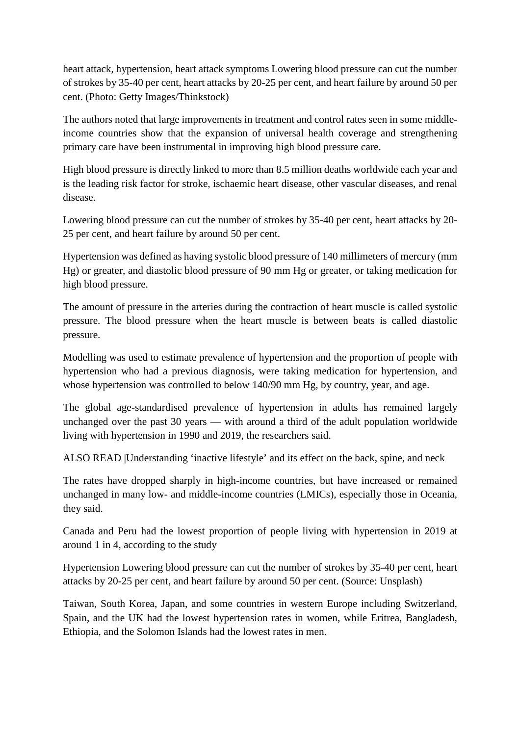heart attack, hypertension, heart attack symptoms Lowering blood pressure can cut the number of strokes by 35-40 per cent, heart attacks by 20-25 per cent, and heart failure by around 50 per cent. (Photo: Getty Images/Thinkstock)

The authors noted that large improvements in treatment and control rates seen in some middle-income countries show that the expansion of universal health coverage and strengthening primary care have been instrumental in improving high blood pressure care.

High blood pressure is directly linked to more than 8.5 million deaths worldwide each year and is the leading risk factor for stroke, ischaemic heart disease, other vascular diseases, and renal disease.

Lowering blood pressure can cut the number of strokes by 35-40 per cent, heart attacks by 20-25 per cent, and heart failure by around 50 per cent.

Hypertension was defined as having systolic blood pressure of 140 millimeters of mercury (mm Hg) or greater, and diastolic blood pressure of 90 mm Hg or greater, or taking medication for high blood pressure.

The amount of pressure in the arteries during the contraction of heart muscle is called systolic pressure. The blood pressure when the heart muscle is between beats is called diastolic pressure.

Modelling was used to estimate prevalence of hypertension and the proportion of people with hypertension who had a previous diagnosis, were taking medication for hypertension, and whose hypertension was controlled to below 140/90 mm Hg, by country, year, and age.

The global age-standardised prevalence of hypertension in adults has remained largely unchanged over the past 30 years — with around a third of the adult population worldwide living with hypertension in 1990 and 2019, the researchers said.

ALSO READ |Understanding 'inactive lifestyle' and its effect on the back, spine, and neck

The rates have dropped sharply in high-income countries, but have increased or remained unchanged in many low- and middle-income countries (LMICs), especially those in Oceania, they said.

Canada and Peru had the lowest proportion of people living with hypertension in 2019 at around 1 in 4, according to the study

Hypertension Lowering blood pressure can cut the number of strokes by 35-40 per cent, heart attacks by 20-25 per cent, and heart failure by around 50 per cent. (Source: Unsplash)

Taiwan, South Korea, Japan, and some countries in western Europe including Switzerland, Spain, and the UK had the lowest hypertension rates in women, while Eritrea, Bangladesh, Ethiopia, and the Solomon Islands had the lowest rates in men.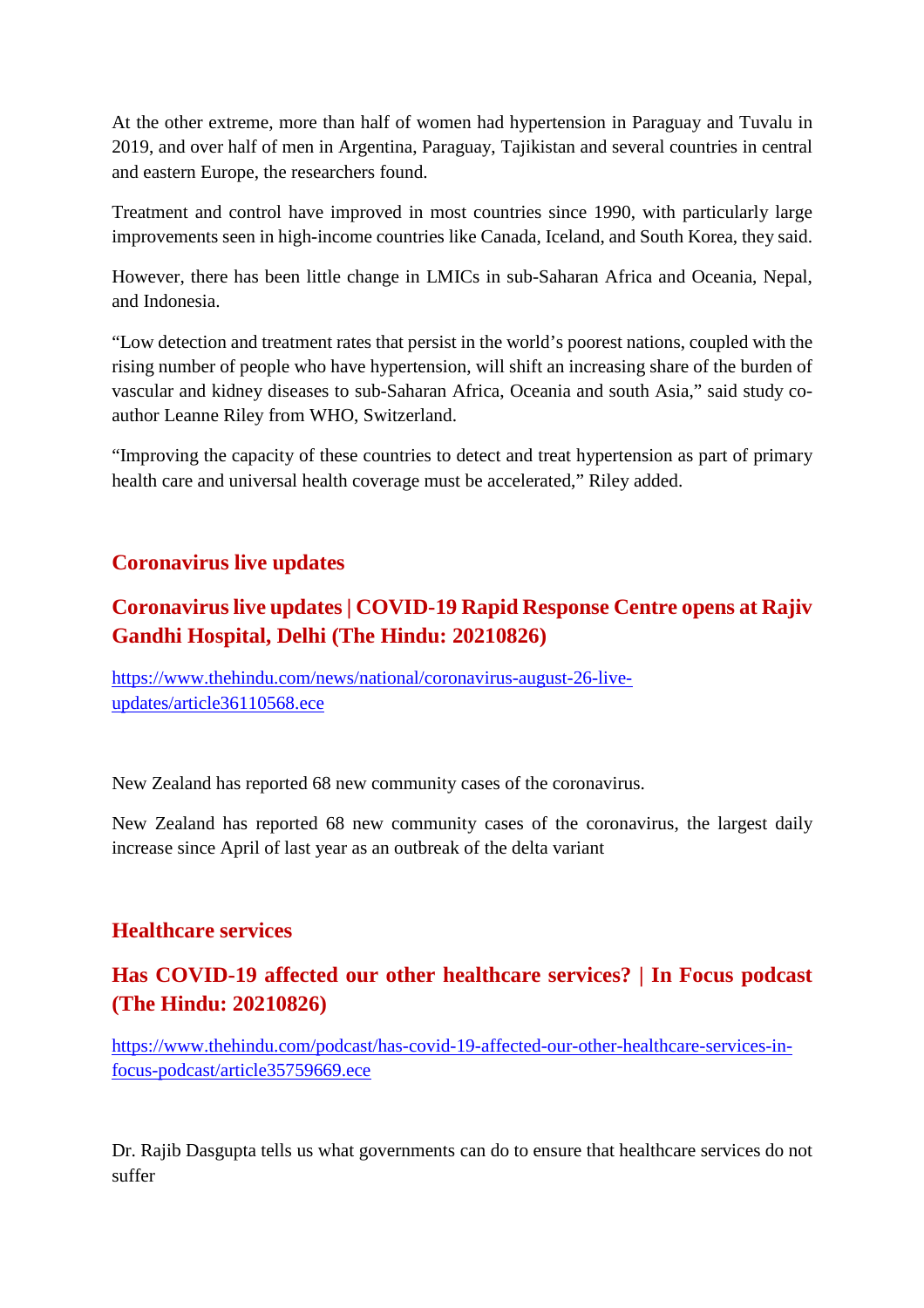At the other extreme, more than half of women had hypertension in Paraguay and Tuvalu in 2019, and over half of men in Argentina, Paraguay, Tajikistan and several countries in central and eastern Europe, the researchers found.

Treatment and control have improved in most countries since 1990, with particularly large improvements seen in high-income countries like Canada, Iceland, and South Korea, they said.

However, there has been little change in LMICs in sub-Saharan Africa and Oceania, Nepal, and Indonesia.

"Low detection and treatment rates that persist in the world's poorest nations, coupled with the rising number of people who have hypertension, will shift an increasing share of the burden of vascular and kidney diseases to sub-Saharan Africa, Oceania and south Asia," said study co-author Leanne Riley from WHO, Switzerland.

"Improving the capacity of these countries to detect and treat hypertension as part of primary health care and universal health coverage must be accelerated," Riley added.

## Coronavirus live updates

## Coronavirus live updates | COVID-19 Rapid Response Centre opens at Rajiv Gandhi Hospital, Delhi (The Hindu: 20210826)

https://www.thehindu.com/news/national/coronavirus-august-26-live-updates/article36110568.ece

New Zealand has reported 68 new community cases of the coronavirus.

New Zealand has reported 68 new community cases of the coronavirus, the largest daily increase since April of last year as an outbreak of the delta variant

## Healthcare services

## Has COVID-19 affected our other healthcare services? | In Focus podcast (The Hindu: 20210826)

https://www.thehindu.com/podcast/has-covid-19-affected-our-other-healthcare-services-in-focus-podcast/article35759669.ece

Dr. Rajib Dasgupta tells us what governments can do to ensure that healthcare services do not suffer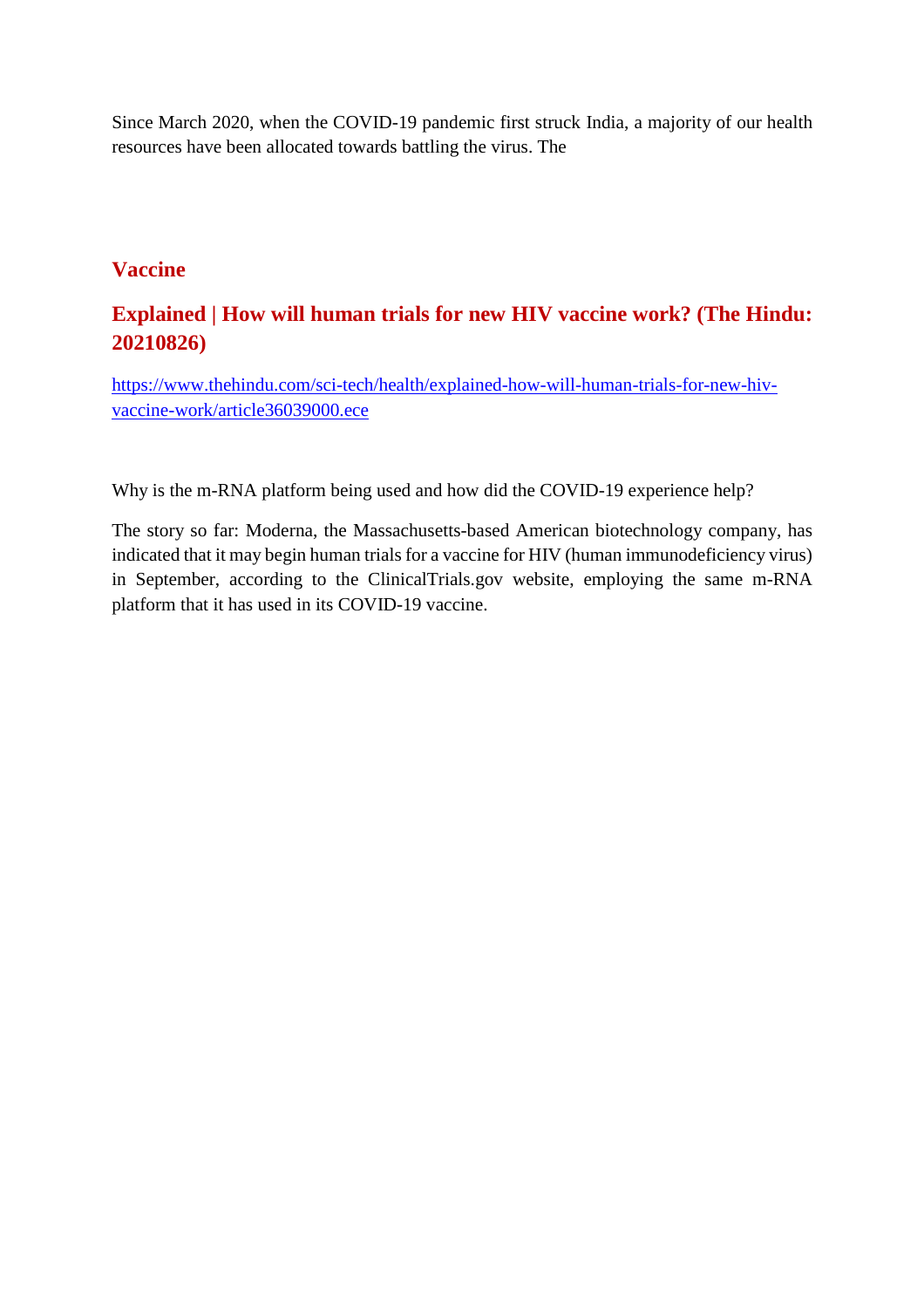Since March 2020, when the COVID-19 pandemic first struck India, a majority of our health resources have been allocated towards battling the virus. The

## Vaccine

### Explained | How will human trials for new HIV vaccine work? (The Hindu: 20210826)

https://www.thehindu.com/sci-tech/health/explained-how-will-human-trials-for-new-hiv-vaccine-work/article36039000.ece

Why is the m-RNA platform being used and how did the COVID-19 experience help?

The story so far: Moderna, the Massachusetts-based American biotechnology company, has indicated that it may begin human trials for a vaccine for HIV (human immunodeficiency virus) in September, according to the ClinicalTrials.gov website, employing the same m-RNA platform that it has used in its COVID-19 vaccine.